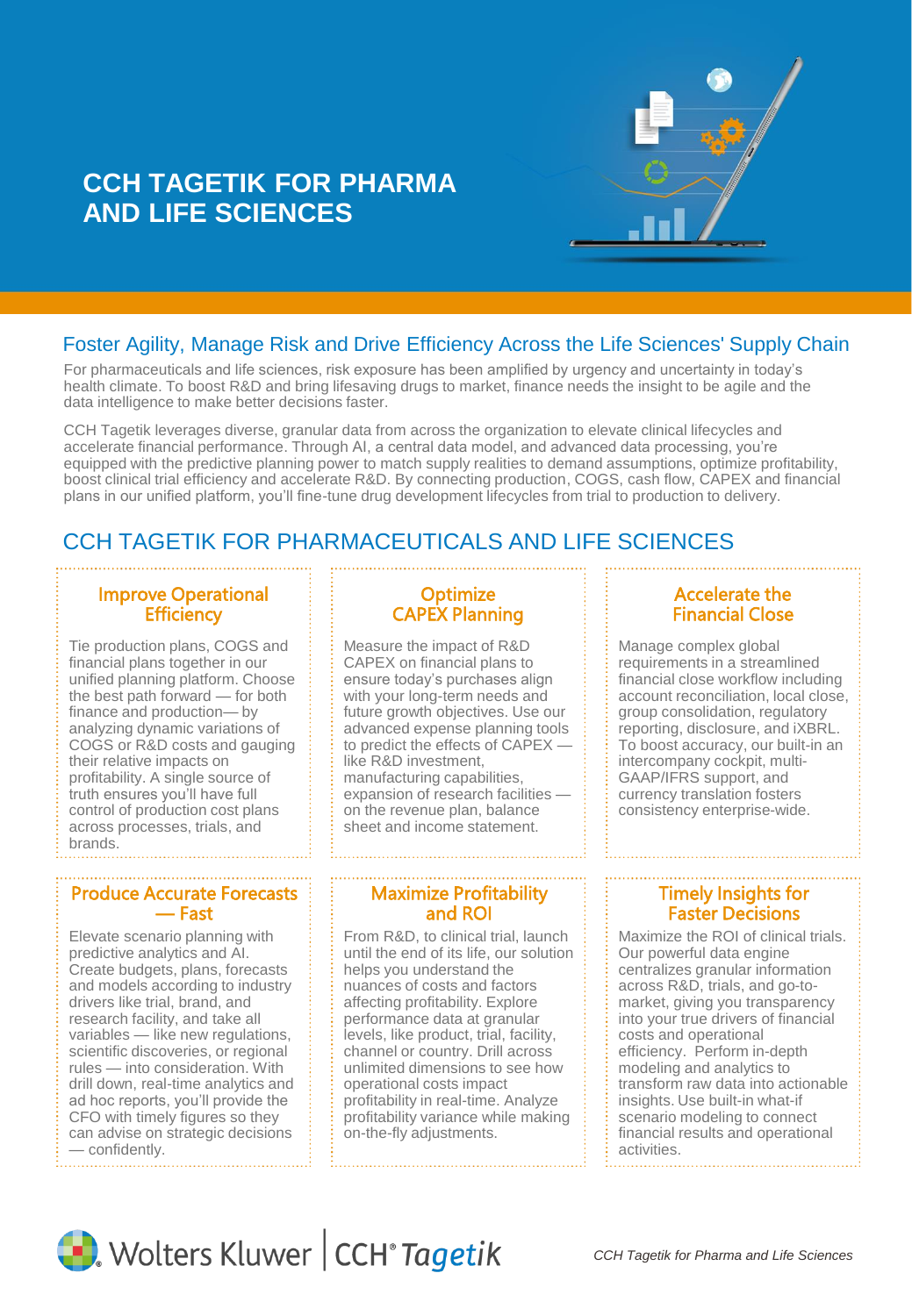# CCH TAGETIK FOR PHARMA AND LIFE SCIENCES

## Foster Agility, Manage Risk and Drive Efficiency Across the Life Sciences' Supply Chain

For pharmaceuticals and life sciences, risk exposure has been amplified by urgency and uncertainty in today's health climate. To boost R&D and bring lifesaving drugs to market, finance needs the insight to be agile and the data intelligence to make better decisions faster.

CCH Tagetik leverages diverse, granular data from across the organization to elevate clinical lifecycles and accelerate financial performance. Through AI, a central data model, and advanced data processing, you're equipped with the predictive planning power to match supply realities to demand assumptions, optimize profitability, boost clinical trial efficiency and accelerate R&D. By connecting production, COGS, cash flow, CAPEX and financial plans in our unified platform, you'll fine-tune drug development lifecycles from trial to production to delivery.

## CCH TAGETIK FOR PHARMACEUTICALS AND LIFE SCIENCES

### Improve Operational Efficiency

Tie production plans, COGS and financial plans together in our unified planning platform. Choose the best path forward — for both finance and production— by analyzing dynamic variations of COGS or R&D costs and gauging their relative impacts on profitability. A single source of truth ensures you'll have full control of production cost plans across processes, trials, and brands.

### Optimize CAPEX Planning

Measure the impact of R&D CAPEX on financial plans to ensure today's purchases align with your long-term needs and future growth objectives. Use our advanced expense planning tools to predict the effects of CAPEX — like R&D investment, manufacturing capabilities, expansion of research facilities — on the revenue plan, balance sheet and income statement.

### Accelerate the Financial Close

Manage complex global requirements in a streamlined financial close workflow including account reconciliation, local close, group consolidation, regulatory reporting, disclosure, and iXBRL. To boost accuracy, our built-in an intercompany cockpit, multi-GAAP/IFRS support, and currency translation fosters consistency enterprise-wide.

### Produce Accurate Forecasts — Fast

Elevate scenario planning with predictive analytics and AI. Create budgets, plans, forecasts and models according to industry drivers like trial, brand, and research facility, and take all variables — like new regulations, scientific discoveries, or regional rules — into consideration. With drill down, real-time analytics and ad hoc reports, you'll provide the CFO with timely figures so they can advise on strategic decisions — confidently.

### Maximize Profitability and ROI

From R&D, to clinical trial, launch until the end of its life, our solution helps you understand the nuances of costs and factors affecting profitability. Explore performance data at granular levels, like product, trial, facility, channel or country. Drill across unlimited dimensions to see how operational costs impact profitability in real-time. Analyze profitability variance while making on-the-fly adjustments.

### Timely Insights for Faster Decisions

Maximize the ROI of clinical trials. Our powerful data engine centralizes granular information across R&D, trials, and go-to-market, giving you transparency into your true drivers of financial costs and operational efficiency. Perform in-depth modeling and analytics to transform raw data into actionable insights. Use built-in what-if scenario modeling to connect financial results and operational activities.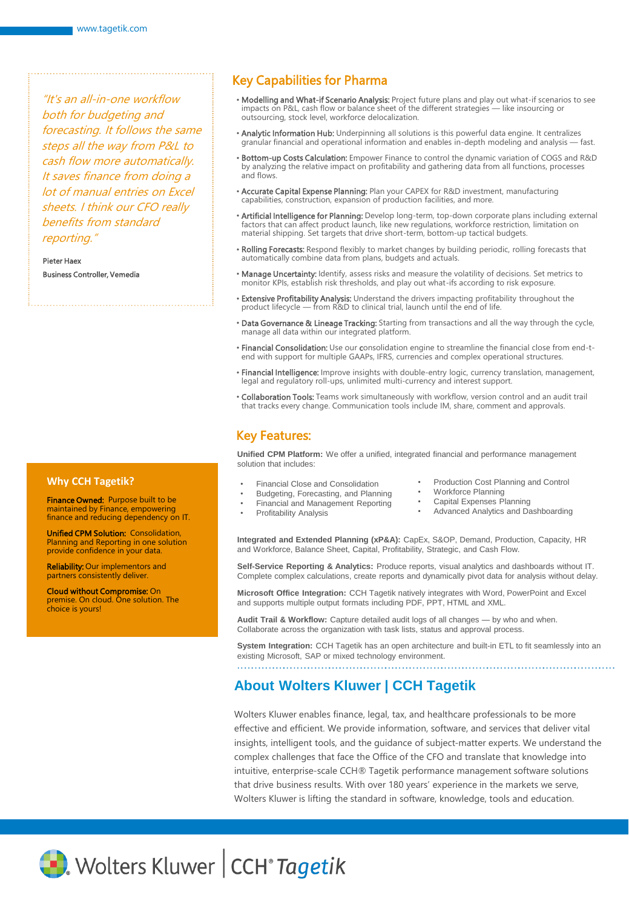*"It's an all-in-one workflow both for budgeting and forecasting. It follows the same steps all the way from P&L to cash flow more automatically. It saves finance from doing a lot of manual entries on Excel sheets. I think our CFO really benefits from standard reporting."*

Pieter Haex

Business Controller, Vemedia

## Key Capabilities for Pharma

- **Modelling and What-if Scenario Analysis:** Project future plans and play out what-if scenarios to see impacts on P&L, cash flow or balance sheet of the different strategies — like insourcing or outsourcing, stock level, workforce delocalization.
- **Analytic Information Hub:** Underpinning all solutions is this powerful data engine. It centralizes granular financial and operational information and enables in-depth modeling and analysis — fast.
- **Bottom-up Costs Calculation:** Empower Finance to control the dynamic variation of COGS and R&D by analyzing the relative impact on profitability and gathering data from all functions, processes and flows.
- **Accurate Capital Expense Planning:** Plan your CAPEX for R&D investment, manufacturing capabilities, construction, expansion of production facilities, and more.
- **Artificial Intelligence for Planning:** Develop long-term, top-down corporate plans including external factors that can affect product launch, like new regulations, workforce restriction, limitation on material shipping. Set targets that drive short-term, bottom-up tactical budgets.
- **Rolling Forecasts:** Respond flexibly to market changes by building periodic, rolling forecasts that automatically combine data from plans, budgets and actuals.
- **Manage Uncertainty:** Identify, assess risks and measure the volatility of decisions. Set metrics to monitor KPIs, establish risk thresholds, and play out what-ifs according to risk exposure.
- **Extensive Profitability Analysis:** Understand the drivers impacting profitability throughout the product lifecycle — from R&D to clinical trial, launch until the end of life.
- **Data Governance & Lineage Tracking:** Starting from transactions and all the way through the cycle, manage all data within our integrated platform.
- **Financial Consolidation:** Use our consolidation engine to streamline the financial close from end-t-end with support for multiple GAAPs, IFRS, currencies and complex operational structures.
- **Financial Intelligence:** Improve insights with double-entry logic, currency translation, management, legal and regulatory roll-ups, unlimited multi-currency and interest support.
- **Collaboration Tools:** Teams work simultaneously with workflow, version control and an audit trail that tracks every change. Communication tools include IM, share, comment and approvals.

## Key Features:

**Unified CPM Platform:** We offer a unified, integrated financial and performance management solution that includes:

- Financial Close and Consolidation
- Budgeting, Forecasting, and Planning
- Financial and Management Reporting
- Profitability Analysis
- Production Cost Planning and Control
- Workforce Planning
- Capital Expenses Planning
- Advanced Analytics and Dashboarding

**Integrated and Extended Planning (xP&A):** CapEx, S&OP, Demand, Production, Capacity, HR and Workforce, Balance Sheet, Capital, Profitability, Strategic, and Cash Flow.

**Self-Service Reporting & Analytics:** Produce reports, visual analytics and dashboards without IT. Complete complex calculations, create reports and dynamically pivot data for analysis without delay.

**Microsoft Office Integration:** CCH Tagetik natively integrates with Word, PowerPoint and Excel and supports multiple output formats including PDF, PPT, HTML and XML.

**Audit Trail & Workflow:** Capture detailed audit logs of all changes — by who and when. Collaborate across the organization with task lists, status and approval process.

**System Integration:** CCH Tagetik has an open architecture and built-in ETL to fit seamlessly into an existing Microsoft, SAP or mixed technology environment.

### Why CCH Tagetik?

**Finance Owned:** Purpose built to be maintained by Finance, empowering finance and reducing dependency on IT.

**Unified CPM Solution:** Consolidation, Planning and Reporting in one solution provide confidence in your data.

**Reliability:** Our implementors and partners consistently deliver.

**Cloud without Compromise:** On premise. On cloud. One solution. The choice is yours!

## About Wolters Kluwer | CCH Tagetik

Wolters Kluwer enables finance, legal, tax, and healthcare professionals to be more effective and efficient. We provide information, software, and services that deliver vital insights, intelligent tools, and the guidance of subject-matter experts. We understand the complex challenges that face the Office of the CFO and translate that knowledge into intuitive, enterprise-scale CCH® Tagetik performance management software solutions that drive business results. With over 180 years' experience in the markets we serve, Wolters Kluwer is lifting the standard in software, knowledge, tools and education.

Wolters Kluwer | CCH® Tagetik